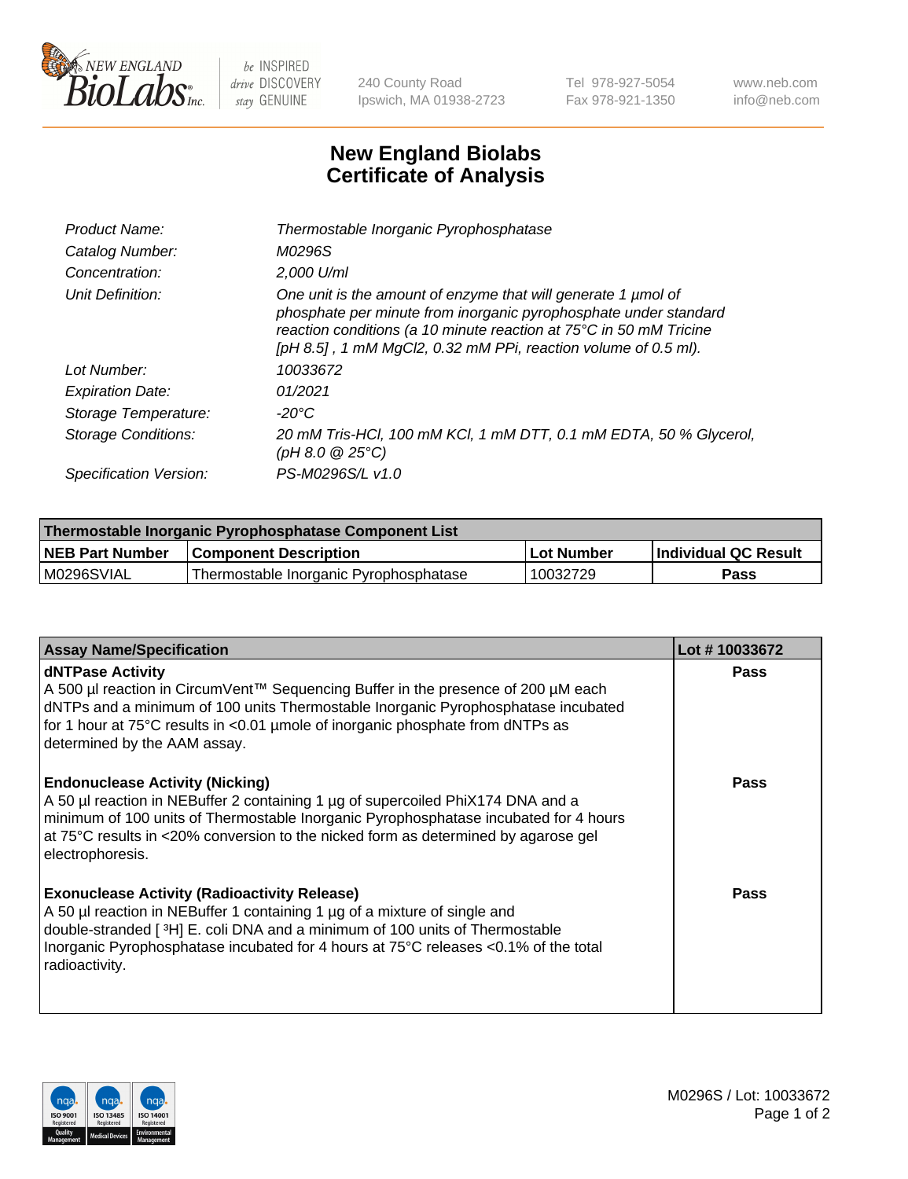New England BioLabs Inc. — be INSPIRED drive DISCOVERY stay GENUINE

240 County Road
Ipswich, MA 01938-2723

Tel 978-927-5054
Fax 978-921-1350

www.neb.com
info@neb.com

# New England Biolabs Certificate of Analysis

| | |
|---|---|
| *Product Name:* | *Thermostable Inorganic Pyrophosphatase* |
| *Catalog Number:* | *M0296S* |
| *Concentration:* | *2,000 U/ml* |
| *Unit Definition:* | *One unit is the amount of enzyme that will generate 1 µmol of phosphate per minute from inorganic pyrophosphate under standard reaction conditions (a 10 minute reaction at 75°C in 50 mM Tricine [pH 8.5] , 1 mM MgCl2, 0.32 mM PPi, reaction volume of 0.5 ml).* |
| *Lot Number:* | *10033672* |
| *Expiration Date:* | *01/2021* |
| *Storage Temperature:* | *-20°C* |
| *Storage Conditions:* | *20 mM Tris-HCl, 100 mM KCl, 1 mM DTT, 0.1 mM EDTA, 50 % Glycerol, (pH 8.0 @ 25°C)* |
| *Specification Version:* | *PS-M0296S/L v1.0* |

| Thermostable Inorganic Pyrophosphatase Component List | | | |
|---|---|---|---|
| **NEB Part Number** | **Component Description** | **Lot Number** | **Individual QC Result** |
| M0296SVIAL | Thermostable Inorganic Pyrophosphatase | 10032729 | **Pass** |

| Assay Name/Specification | Lot # 10033672 |
|---|---|
| **dNTPase Activity**<br>A 500 µl reaction in CircumVent™ Sequencing Buffer in the presence of 200 µM each dNTPs and a minimum of 100 units Thermostable Inorganic Pyrophosphatase incubated for 1 hour at 75°C results in <0.01 µmole of inorganic phosphate from dNTPs as determined by the AAM assay. | **Pass** |
| **Endonuclease Activity (Nicking)**<br>A 50 µl reaction in NEBuffer 2 containing 1 µg of supercoiled PhiX174 DNA and a minimum of 100 units of Thermostable Inorganic Pyrophosphatase incubated for 4 hours at 75°C results in <20% conversion to the nicked form as determined by agarose gel electrophoresis. | **Pass** |
| **Exonuclease Activity (Radioactivity Release)**<br>A 50 µl reaction in NEBuffer 1 containing 1 µg of a mixture of single and double-stranded [ $^{3}$H] E. coli DNA and a minimum of 100 units of Thermostable Inorganic Pyrophosphatase incubated for 4 hours at 75°C releases <0.1% of the total radioactivity. | **Pass** |

M0296S / Lot: 10033672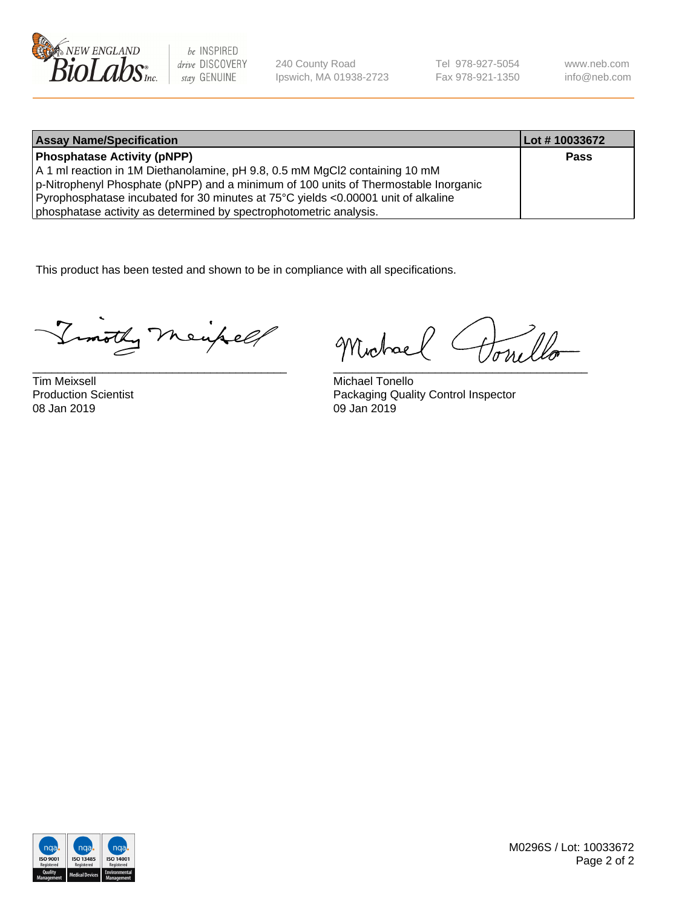New England BioLabs Inc. — be INSPIRED drive DISCOVERY stay GENUINE

240 County Road
Ipswich, MA 01938-2723

Tel 978-927-5054
Fax 978-921-1350

www.neb.com
info@neb.com

| Assay Name/Specification | Lot # 10033672 |
| --- | --- |
| **Phosphatase Activity (pNPP)**<br>A 1 ml reaction in 1M Diethanolamine, pH 9.8, 0.5 mM $MgCl_2$ containing 10 mM p-Nitrophenyl Phosphate (pNPP) and a minimum of 100 units of Thermostable Inorganic Pyrophosphatase incubated for 30 minutes at 75°C yields <0.00001 unit of alkaline phosphatase activity as determined by spectrophotometric analysis. | Pass |

This product has been tested and shown to be in compliance with all specifications.

Tim Meixsell
Production Scientist
08 Jan 2019

Michael Tonello
Packaging Quality Control Inspector
09 Jan 2019

M0296S / Lot: 10033672